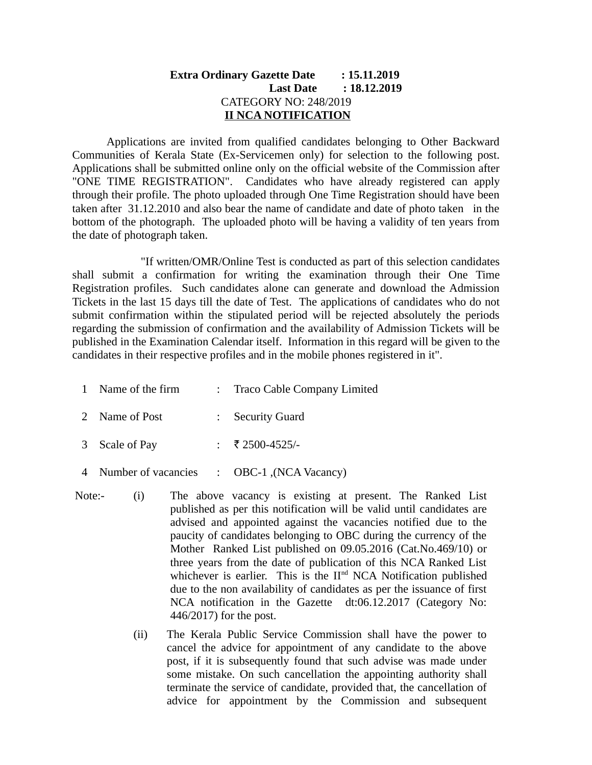**Extra Ordinary Gazette Date : 15.11.2019**
**Last Date : 18.12.2019**

CATEGORY NO: 248/2019

**II NCA NOTIFICATION**

Applications are invited from qualified candidates belonging to Other Backward Communities of Kerala State (Ex-Servicemen only) for selection to the following post. Applications shall be submitted online only on the official website of the Commission after "ONE TIME REGISTRATION". Candidates who have already registered can apply through their profile. The photo uploaded through One Time Registration should have been taken after 31.12.2010 and also bear the name of candidate and date of photo taken in the bottom of the photograph. The uploaded photo will be having a validity of ten years from the date of photograph taken.

"If written/OMR/Online Test is conducted as part of this selection candidates shall submit a confirmation for writing the examination through their One Time Registration profiles. Such candidates alone can generate and download the Admission Tickets in the last 15 days till the date of Test. The applications of candidates who do not submit confirmation within the stipulated period will be rejected absolutely the periods regarding the submission of confirmation and the availability of Admission Tickets will be published in the Examination Calendar itself. Information in this regard will be given to the candidates in their respective profiles and in the mobile phones registered in it".

1 Name of the firm : Traco Cable Company Limited

2 Name of Post : Security Guard

3 Scale of Pay : ₹ 2500-4525/-

4 Number of vacancies : OBC-1 ,(NCA Vacancy)

Note:-

(i) The above vacancy is existing at present. The Ranked List published as per this notification will be valid until candidates are advised and appointed against the vacancies notified due to the paucity of candidates belonging to OBC during the currency of the Mother Ranked List published on 09.05.2016 (Cat.No.469/10) or three years from the date of publication of this NCA Ranked List whichever is earlier. This is the II[nd] NCA Notification published due to the non availability of candidates as per the issuance of first NCA notification in the Gazette dt:06.12.2017 (Category No: 446/2017) for the post.

(ii) The Kerala Public Service Commission shall have the power to cancel the advice for appointment of any candidate to the above post, if it is subsequently found that such advise was made under some mistake. On such cancellation the appointing authority shall terminate the service of candidate, provided that, the cancellation of advice for appointment by the Commission and subsequent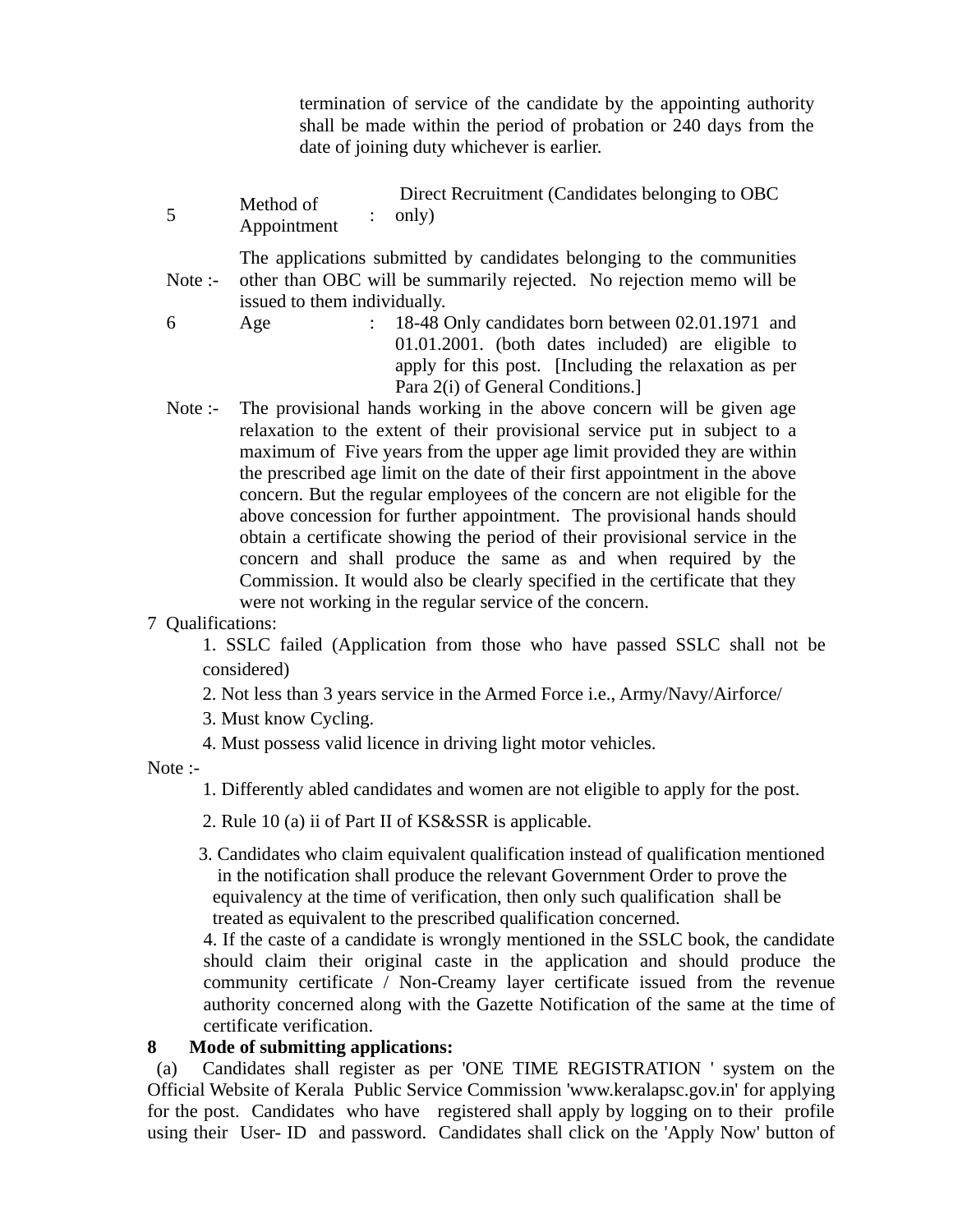termination of service of the candidate by the appointing authority shall be made within the period of probation or 240 days from the date of joining duty whichever is earlier.

| | | | |
|---|---|---|---|
| 5 | Method of Appointment | : | Direct Recruitment (Candidates belonging to OBC only) |

Note :- The applications submitted by candidates belonging to the communities other than OBC will be summarily rejected. No rejection memo will be issued to them individually.

| | | | |
|---|---|---|---|
| 6 | Age | : | 18-48 Only candidates born between 02.01.1971 and 01.01.2001. (both dates included) are eligible to apply for this post. [Including the relaxation as per Para 2(i) of General Conditions.] |

Note :- The provisional hands working in the above concern will be given age relaxation to the extent of their provisional service put in subject to a maximum of Five years from the upper age limit provided they are within the prescribed age limit on the date of their first appointment in the above concern. But the regular employees of the concern are not eligible for the above concession for further appointment. The provisional hands should obtain a certificate showing the period of their provisional service in the concern and shall produce the same as and when required by the Commission. It would also be clearly specified in the certificate that they were not working in the regular service of the concern.

7 Qualifications:

1. SSLC failed (Application from those who have passed SSLC shall not be considered)
2. Not less than 3 years service in the Armed Force i.e., Army/Navy/Airforce/
3. Must know Cycling.
4. Must possess valid licence in driving light motor vehicles.

Note :-

1. Differently abled candidates and women are not eligible to apply for the post.
2. Rule 10 (a) ii of Part II of KS&SSR is applicable.
3. Candidates who claim equivalent qualification instead of qualification mentioned in the notification shall produce the relevant Government Order to prove the equivalency at the time of verification, then only such qualification shall be treated as equivalent to the prescribed qualification concerned.
4. If the caste of a candidate is wrongly mentioned in the SSLC book, the candidate should claim their original caste in the application and should produce the community certificate / Non-Creamy layer certificate issued from the revenue authority concerned along with the Gazette Notification of the same at the time of certificate verification.

**8 Mode of submitting applications:**

(a) Candidates shall register as per 'ONE TIME REGISTRATION ' system on the Official Website of Kerala Public Service Commission 'www.keralapsc.gov.in' for applying for the post. Candidates who have registered shall apply by logging on to their profile using their User- ID and password. Candidates shall click on the 'Apply Now' button of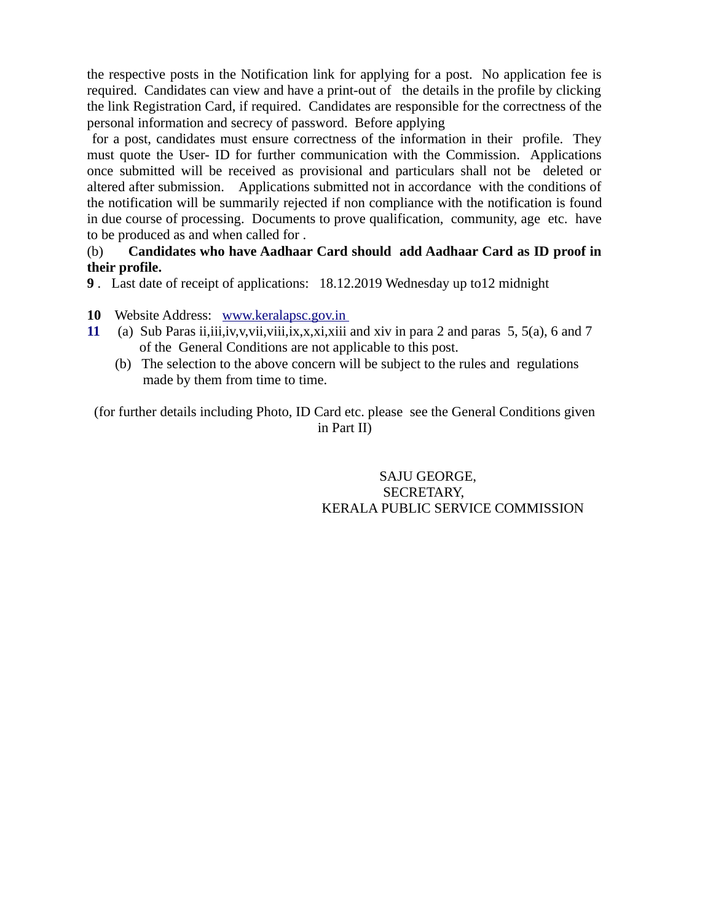the respective posts in the Notification link for applying for a post. No application fee is required. Candidates can view and have a print-out of the details in the profile by clicking the link Registration Card, if required. Candidates are responsible for the correctness of the personal information and secrecy of password. Before applying for a post, candidates must ensure correctness of the information in their profile. They must quote the User- ID for further communication with the Commission. Applications once submitted will be received as provisional and particulars shall not be deleted or altered after submission. Applications submitted not in accordance with the conditions of the notification will be summarily rejected if non compliance with the notification is found in due course of processing. Documents to prove qualification, community, age etc. have to be produced as and when called for .

(b) **Candidates who have Aadhaar Card should add Aadhaar Card as ID proof in their profile.**

**9** . Last date of receipt of applications: 18.12.2019 Wednesday up to12 midnight

**10** Website Address: www.keralapsc.gov.in

**11** (a) Sub Paras ii,iii,iv,v,vii,viii,ix,x,xi,xiii and xiv in para 2 and paras 5, 5(a), 6 and 7 of the General Conditions are not applicable to this post.

(b) The selection to the above concern will be subject to the rules and regulations made by them from time to time.

(for further details including Photo, ID Card etc. please see the General Conditions given in Part II)

SAJU GEORGE,
SECRETARY,
KERALA PUBLIC SERVICE COMMISSION